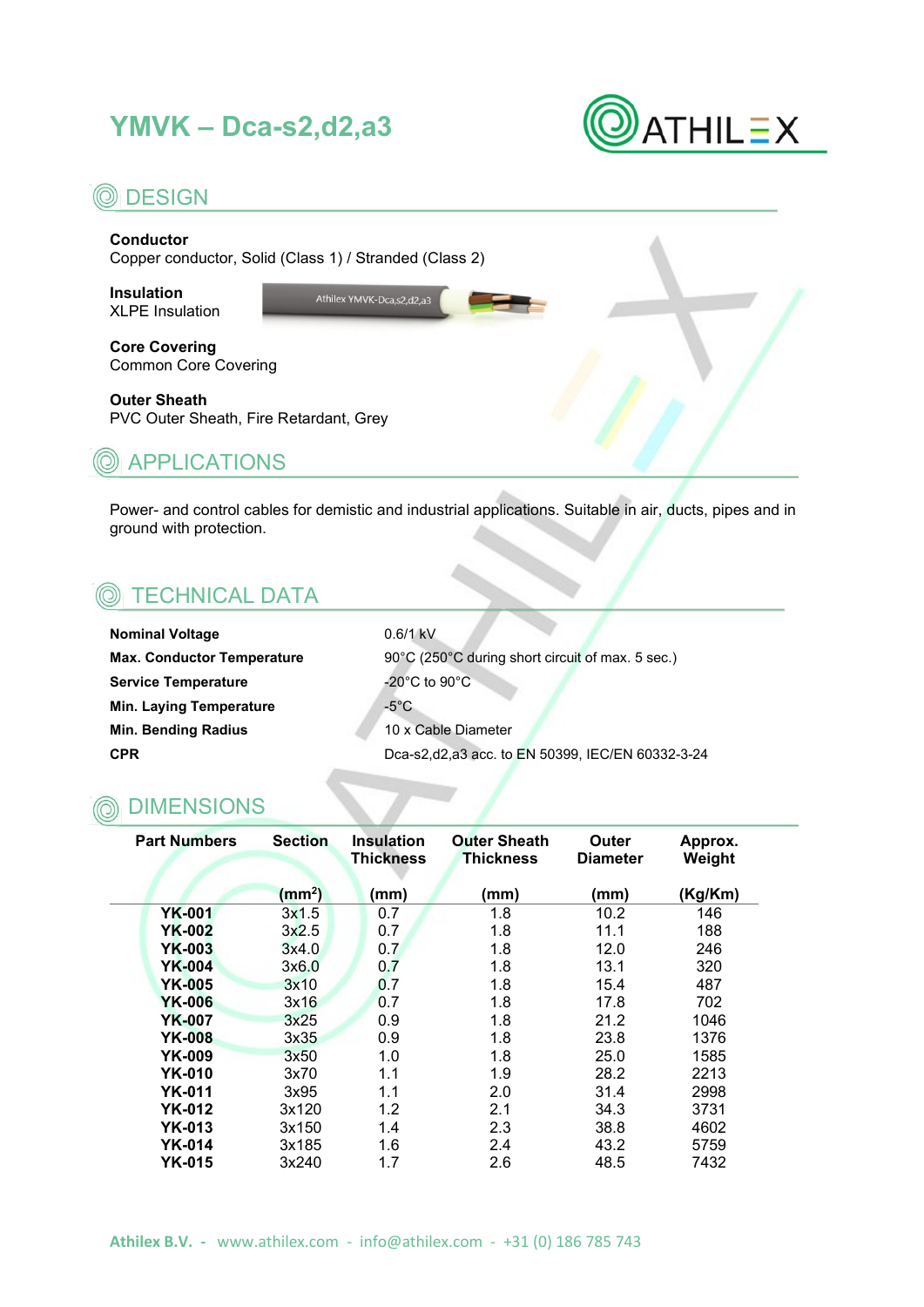# YMVK – Dca-s2,d2,a3

## DESIGN

**Conductor**
Copper conductor, Solid (Class 1) / Stranded (Class 2)

**Insulation**
XLPE Insulation

**Core Covering**
Common Core Covering

**Outer Sheath**
PVC Outer Sheath, Fire Retardant, Grey

## APPLICATIONS

Power- and control cables for demistic and industrial applications. Suitable in air, ducts, pipes and in ground with protection.

## TECHNICAL DATA

| | |
|---|---|
| **Nominal Voltage** | 0.6/1 kV |
| **Max. Conductor Temperature** | 90°C (250°C during short circuit of max. 5 sec.) |
| **Service Temperature** | -20°C to 90°C |
| **Min. Laying Temperature** | -5°C |
| **Min. Bending Radius** | 10 x Cable Diameter |
| **CPR** | Dca-s2,d2,a3 acc. to EN 50399, IEC/EN 60332-3-24 |

## DIMENSIONS

| Part Numbers | Section | Insulation Thickness | Outer Sheath Thickness | Outer Diameter | Approx. Weight |
|---|---|---|---|---|---|
| | ($mm^2$) | (mm) | (mm) | (mm) | (Kg/Km) |
| **YK-001** | 3x1.5 | 0.7 | 1.8 | 10.2 | 146 |
| **YK-002** | 3x2.5 | 0.7 | 1.8 | 11.1 | 188 |
| **YK-003** | 3x4.0 | 0.7 | 1.8 | 12.0 | 246 |
| **YK-004** | 3x6.0 | 0.7 | 1.8 | 13.1 | 320 |
| **YK-005** | 3x10 | 0.7 | 1.8 | 15.4 | 487 |
| **YK-006** | 3x16 | 0.7 | 1.8 | 17.8 | 702 |
| **YK-007** | 3x25 | 0.9 | 1.8 | 21.2 | 1046 |
| **YK-008** | 3x35 | 0.9 | 1.8 | 23.8 | 1376 |
| **YK-009** | 3x50 | 1.0 | 1.8 | 25.0 | 1585 |
| **YK-010** | 3x70 | 1.1 | 1.9 | 28.2 | 2213 |
| **YK-011** | 3x95 | 1.1 | 2.0 | 31.4 | 2998 |
| **YK-012** | 3x120 | 1.2 | 2.1 | 34.3 | 3731 |
| **YK-013** | 3x150 | 1.4 | 2.3 | 38.8 | 4602 |
| **YK-014** | 3x185 | 1.6 | 2.4 | 43.2 | 5759 |
| **YK-015** | 3x240 | 1.7 | 2.6 | 48.5 | 7432 |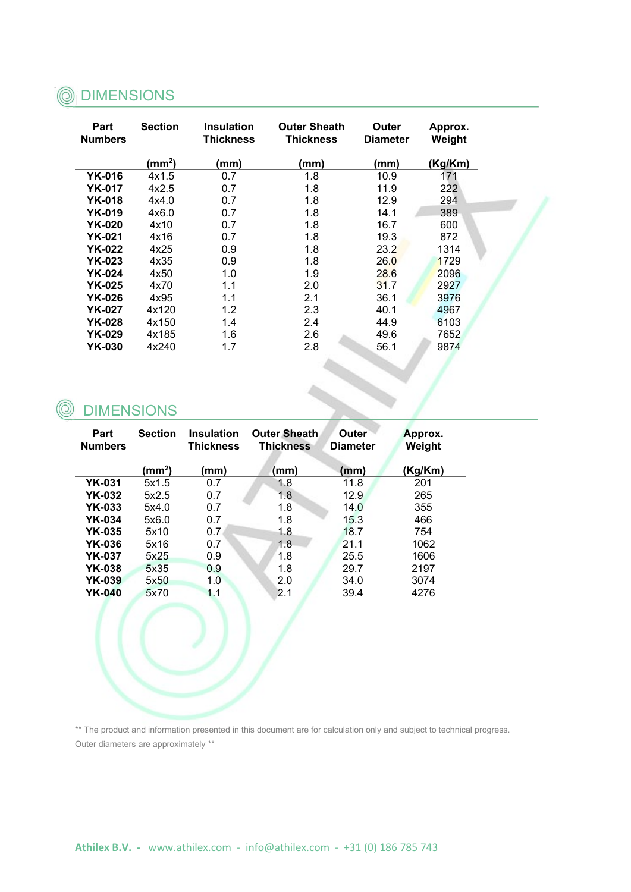## DIMENSIONS

| Part Numbers | Section | Insulation Thickness | Outer Sheath Thickness | Outer Diameter | Approx. Weight |
|---|---|---|---|---|---|
| | $(mm^2)$ | (mm) | (mm) | (mm) | (Kg/Km) |
| **YK-016** | 4x1.5 | 0.7 | 1.8 | 10.9 | 171 |
| **YK-017** | 4x2.5 | 0.7 | 1.8 | 11.9 | 222 |
| **YK-018** | 4x4.0 | 0.7 | 1.8 | 12.9 | 294 |
| **YK-019** | 4x6.0 | 0.7 | 1.8 | 14.1 | 389 |
| **YK-020** | 4x10 | 0.7 | 1.8 | 16.7 | 600 |
| **YK-021** | 4x16 | 0.7 | 1.8 | 19.3 | 872 |
| **YK-022** | 4x25 | 0.9 | 1.8 | 23.2 | 1314 |
| **YK-023** | 4x35 | 0.9 | 1.8 | 26.0 | 1729 |
| **YK-024** | 4x50 | 1.0 | 1.9 | 28.6 | 2096 |
| **YK-025** | 4x70 | 1.1 | 2.0 | 31.7 | 2927 |
| **YK-026** | 4x95 | 1.1 | 2.1 | 36.1 | 3976 |
| **YK-027** | 4x120 | 1.2 | 2.3 | 40.1 | 4967 |
| **YK-028** | 4x150 | 1.4 | 2.4 | 44.9 | 6103 |
| **YK-029** | 4x185 | 1.6 | 2.6 | 49.6 | 7652 |
| **YK-030** | 4x240 | 1.7 | 2.8 | 56.1 | 9874 |

## DIMENSIONS

| Part Numbers | Section | Insulation Thickness | Outer Sheath Thickness | Outer Diameter | Approx. Weight |
|---|---|---|---|---|---|
| | $(mm^2)$ | (mm) | (mm) | (mm) | (Kg/Km) |
| **YK-031** | 5x1.5 | 0.7 | 1.8 | 11.8 | 201 |
| **YK-032** | 5x2.5 | 0.7 | 1.8 | 12.9 | 265 |
| **YK-033** | 5x4.0 | 0.7 | 1.8 | 14.0 | 355 |
| **YK-034** | 5x6.0 | 0.7 | 1.8 | 15.3 | 466 |
| **YK-035** | 5x10 | 0.7 | 1.8 | 18.7 | 754 |
| **YK-036** | 5x16 | 0.7 | 1.8 | 21.1 | 1062 |
| **YK-037** | 5x25 | 0.9 | 1.8 | 25.5 | 1606 |
| **YK-038** | 5x35 | 0.9 | 1.8 | 29.7 | 2197 |
| **YK-039** | 5x50 | 1.0 | 2.0 | 34.0 | 3074 |
| **YK-040** | 5x70 | 1.1 | 2.1 | 39.4 | 4276 |

** The product and information presented in this document are for calculation only and subject to technical progress. Outer diameters are approximately **

**Athilex B.V.** - www.athilex.com - info@athilex.com - +31 (0) 186 785 743